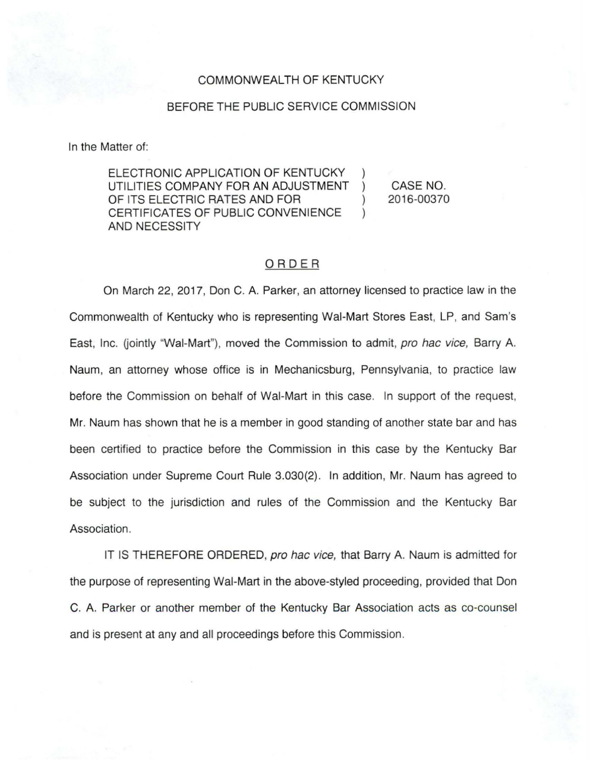COMMONWEALTH OF KENTUCKY

BEFORE THE PUBLIC SERVICE COMMISSION

In the Matter of:

| | | |
|---|---|---|
| ELECTRONIC APPLICATION OF KENTUCKY UTILITIES COMPANY FOR AN ADJUSTMENT OF ITS ELECTRIC RATES AND FOR CERTIFICATES OF PUBLIC CONVENIENCE AND NECESSITY | ) ) ) ) | CASE NO. 2016-00370 |

## ORDER

On March 22, 2017, Don C. A. Parker, an attorney licensed to practice law in the Commonwealth of Kentucky who is representing Wal-Mart Stores East, LP, and Sam's East, Inc. (jointly "Wal-Mart"), moved the Commission to admit, *pro hac vice,* Barry A. Naum, an attorney whose office is in Mechanicsburg, Pennsylvania, to practice law before the Commission on behalf of Wal-Mart in this case. In support of the request, Mr. Naum has shown that he is a member in good standing of another state bar and has been certified to practice before the Commission in this case by the Kentucky Bar Association under Supreme Court Rule 3.030(2). In addition, Mr. Naum has agreed to be subject to the jurisdiction and rules of the Commission and the Kentucky Bar Association.

IT IS THEREFORE ORDERED, *pro hac vice,* that Barry A. Naum is admitted for the purpose of representing Wal-Mart in the above-styled proceeding, provided that Don C. A. Parker or another member of the Kentucky Bar Association acts as co-counsel and is present at any and all proceedings before this Commission.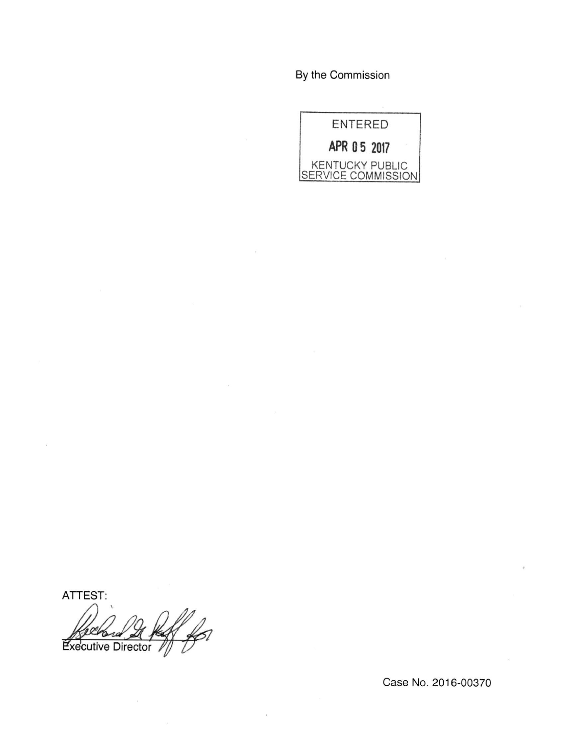By the Commission

ENTERED

APR 05 2017

KENTUCKY PUBLIC SERVICE COMMISSION

ATTEST:

Executive Director

Case No. 2016-00370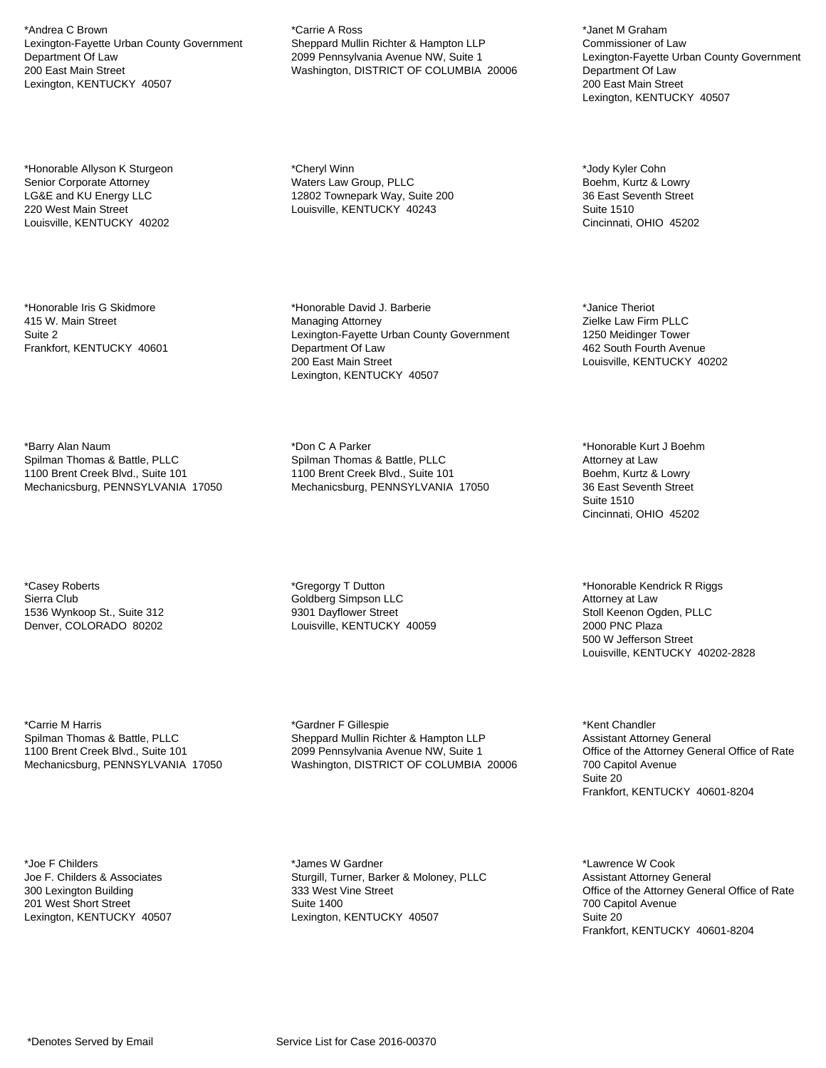*Andrea C Brown
Lexington-Fayette Urban County Government
Department Of Law
200 East Main Street
Lexington, KENTUCKY  40507

*Honorable Allyson K Sturgeon
Senior Corporate Attorney
LG&E and KU Energy LLC
220 West Main Street
Louisville, KENTUCKY  40202

*Honorable Iris G Skidmore
415 W. Main Street
Suite 2
Frankfort, KENTUCKY  40601

*Barry Alan Naum
Spilman Thomas & Battle, PLLC
1100 Brent Creek Blvd., Suite 101
Mechanicsburg, PENNSYLVANIA  17050

*Casey Roberts
Sierra Club
1536 Wynkoop St., Suite 312
Denver, COLORADO  80202

*Carrie M Harris
Spilman Thomas & Battle, PLLC
1100 Brent Creek Blvd., Suite 101
Mechanicsburg, PENNSYLVANIA  17050

*Joe F Childers
Joe F. Childers & Associates
300 Lexington Building
201 West Short Street
Lexington, KENTUCKY  40507

*Carrie A Ross
Sheppard Mullin Richter & Hampton LLP
2099 Pennsylvania Avenue NW, Suite 1
Washington, DISTRICT OF COLUMBIA  20006

*Cheryl Winn
Waters Law Group, PLLC
12802 Townepark Way, Suite 200
Louisville, KENTUCKY  40243

*Honorable David J. Barberie
Managing Attorney
Lexington-Fayette Urban County Government
Department Of Law
200 East Main Street
Lexington, KENTUCKY  40507

*Don C A Parker
Spilman Thomas & Battle, PLLC
1100 Brent Creek Blvd., Suite 101
Mechanicsburg, PENNSYLVANIA  17050

*Gregorgy T Dutton
Goldberg Simpson LLC
9301 Dayflower Street
Louisville, KENTUCKY  40059

*Gardner F Gillespie
Sheppard Mullin Richter & Hampton LLP
2099 Pennsylvania Avenue NW, Suite 1
Washington, DISTRICT OF COLUMBIA  20006

*James W Gardner
Sturgill, Turner, Barker & Moloney, PLLC
333 West Vine Street
Suite 1400
Lexington, KENTUCKY  40507

*Janet M Graham
Commissioner of Law
Lexington-Fayette Urban County Government
Department Of Law
200 East Main Street
Lexington, KENTUCKY  40507

*Jody Kyler Cohn
Boehm, Kurtz & Lowry
36 East Seventh Street
Suite 1510
Cincinnati, OHIO  45202

*Janice Theriot
Zielke Law Firm PLLC
1250 Meidinger Tower
462 South Fourth Avenue
Louisville, KENTUCKY  40202

*Honorable Kurt J Boehm
Attorney at Law
Boehm, Kurtz & Lowry
36 East Seventh Street
Suite 1510
Cincinnati, OHIO  45202

*Honorable Kendrick R Riggs
Attorney at Law
Stoll Keenon Ogden, PLLC
2000 PNC Plaza
500 W Jefferson Street
Louisville, KENTUCKY  40202-2828

*Kent Chandler
Assistant Attorney General
Office of the Attorney General Office of Rate
700 Capitol Avenue
Suite 20
Frankfort, KENTUCKY  40601-8204

*Lawrence W Cook
Assistant Attorney General
Office of the Attorney General Office of Rate
700 Capitol Avenue
Suite 20
Frankfort, KENTUCKY  40601-8204

*Denotes Served by Email

Service List for Case 2016-00370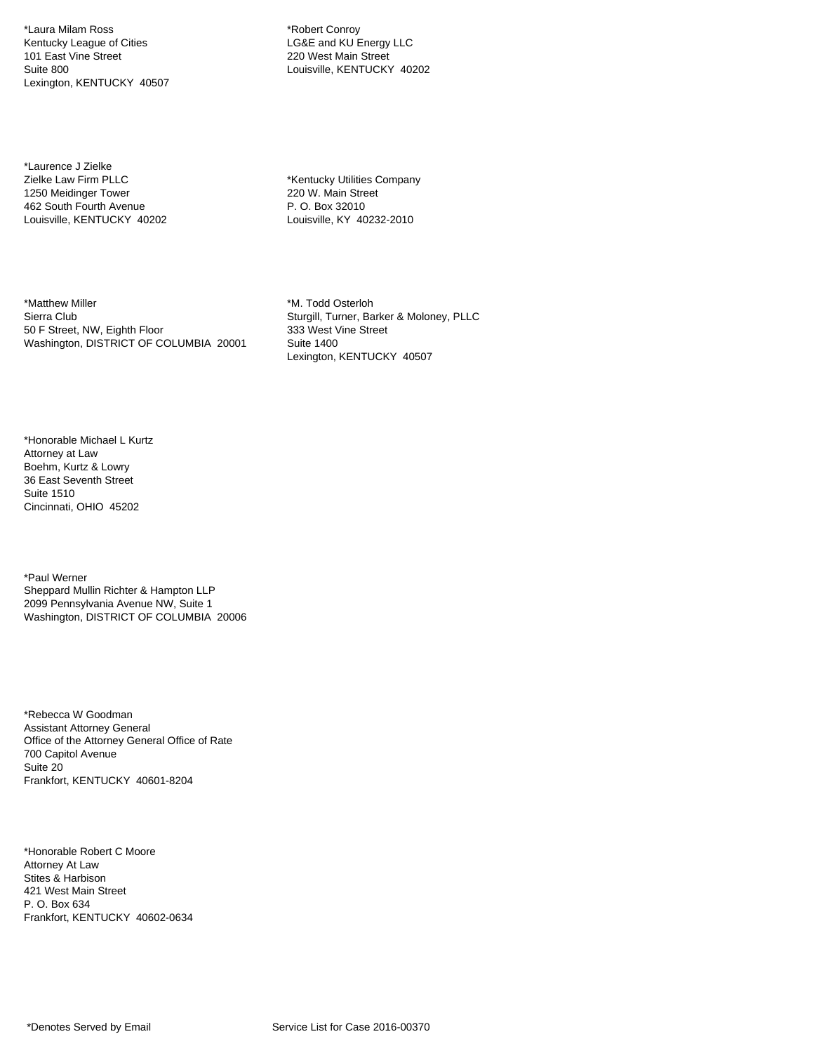*Laura Milam Ross
Kentucky League of Cities
101 East Vine Street
Suite 800
Lexington, KENTUCKY 40507

*Robert Conroy
LG&E and KU Energy LLC
220 West Main Street
Louisville, KENTUCKY 40202

*Laurence J Zielke
Zielke Law Firm PLLC
1250 Meidinger Tower
462 South Fourth Avenue
Louisville, KENTUCKY 40202

*Kentucky Utilities Company
220 W. Main Street
P. O. Box 32010
Louisville, KY 40232-2010

*Matthew Miller
Sierra Club
50 F Street, NW, Eighth Floor
Washington, DISTRICT OF COLUMBIA 20001

*M. Todd Osterloh
Sturgill, Turner, Barker & Moloney, PLLC
333 West Vine Street
Suite 1400
Lexington, KENTUCKY 40507

*Honorable Michael L Kurtz
Attorney at Law
Boehm, Kurtz & Lowry
36 East Seventh Street
Suite 1510
Cincinnati, OHIO 45202

*Paul Werner
Sheppard Mullin Richter & Hampton LLP
2099 Pennsylvania Avenue NW, Suite 1
Washington, DISTRICT OF COLUMBIA 20006

*Rebecca W Goodman
Assistant Attorney General
Office of the Attorney General Office of Rate
700 Capitol Avenue
Suite 20
Frankfort, KENTUCKY 40601-8204

*Honorable Robert C Moore
Attorney At Law
Stites & Harbison
421 West Main Street
P. O. Box 634
Frankfort, KENTUCKY 40602-0634

*Denotes Served by Email

Service List for Case 2016-00370